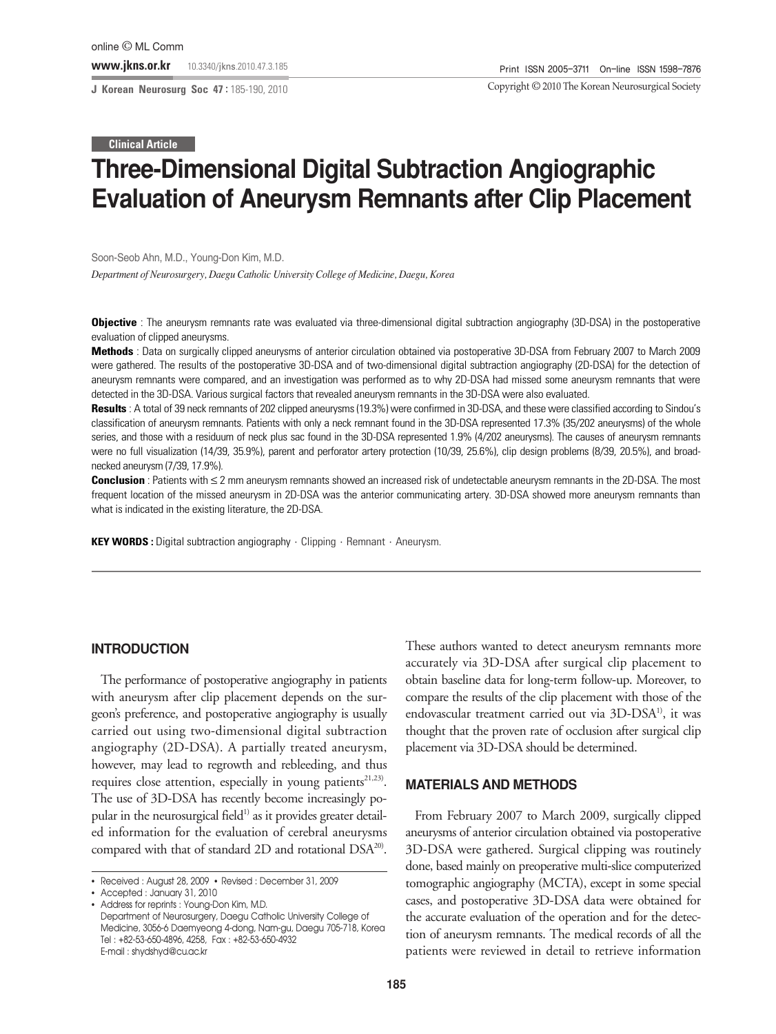Clinical Article

# Three-Dimensional Digital Subtraction Angiographic Evaluation of Aneurysm Remnants after Clip Placement

Soon-Seob Ahn, M.D., Young-Don Kim, M.D.

*Department of Neurosurgery, Daegu Catholic University College of Medicine, Daegu, Korea*

**Objective** : The aneurysm remnants rate was evaluated via three-dimensional digital subtraction angiography (3D-DSA) in the postoperative evaluation of clipped aneurysms.

**Methods** : Data on surgically clipped aneurysms of anterior circulation obtained via postoperative 3D-DSA from February 2007 to March 2009 were gathered. The results of the postoperative 3D-DSA and of two-dimensional digital subtraction angiography (2D-DSA) for the detection of aneurysm remnants were compared, and an investigation was performed as to why 2D-DSA had missed some aneurysm remnants that were detected in the 3D-DSA. Various surgical factors that revealed aneurysm remnants in the 3D-DSA were also evaluated.

**Results** : A total of 39 neck remnants of 202 clipped aneurysms (19.3%) were confirmed in 3D-DSA, and these were classified according to Sindou's classification of aneurysm remnants. Patients with only a neck remnant found in the 3D-DSA represented 17.3% (35/202 aneurysms) of the whole series, and those with a residuum of neck plus sac found in the 3D-DSA represented 1.9% (4/202 aneurysms). The causes of aneurysm remnants were no full visualization (14/39, 35.9%), parent and perforator artery protection (10/39, 25.6%), clip design problems (8/39, 20.5%), and broad-necked aneurysm (7/39, 17.9%).

**Conclusion** : Patients with ≤ 2 mm aneurysm remnants showed an increased risk of undetectable aneurysm remnants in the 2D-DSA. The most frequent location of the missed aneurysm in 2D-DSA was the anterior communicating artery. 3D-DSA showed more aneurysm remnants than what is indicated in the existing literature, the 2D-DSA.

**KEY WORDS :** Digital subtraction angiography · Clipping · Remnant · Aneurysm.

## INTRODUCTION

The performance of postoperative angiography in patients with aneurysm after clip placement depends on the surgeon's preference, and postoperative angiography is usually carried out using two-dimensional digital subtraction angiography (2D-DSA). A partially treated aneurysm, however, may lead to regrowth and rebleeding, and thus requires close attention, especially in young patients[21,23]. The use of 3D-DSA has recently become increasingly popular in the neurosurgical field[1] as it provides greater detailed information for the evaluation of cerebral aneurysms compared with that of standard 2D and rotational DSA[20].

These authors wanted to detect aneurysm remnants more accurately via 3D-DSA after surgical clip placement to obtain baseline data for long-term follow-up. Moreover, to compare the results of the clip placement with those of the endovascular treatment carried out via 3D-DSA[1], it was thought that the proven rate of occlusion after surgical clip placement via 3D-DSA should be determined.

## MATERIALS AND METHODS

From February 2007 to March 2009, surgically clipped aneurysms of anterior circulation obtained via postoperative 3D-DSA were gathered. Surgical clipping was routinely done, based mainly on preoperative multi-slice computerized tomographic angiography (MCTA), except in some special cases, and postoperative 3D-DSA data were obtained for the accurate evaluation of the operation and for the detection of aneurysm remnants. The medical records of all the patients were reviewed in detail to retrieve information

• Received : August 28, 2009 • Revised : December 31, 2009
• Accepted : January 31, 2010
• Address for reprints : Young-Don Kim, M.D.
Department of Neurosurgery, Daegu Catholic University College of Medicine, 3056-6 Daemyeong 4-dong, Nam-gu, Daegu 705-718, Korea
Tel : +82-53-650-4896, 4258, Fax : +82-53-650-4932
E-mail : shydshyd@cu.ac.kr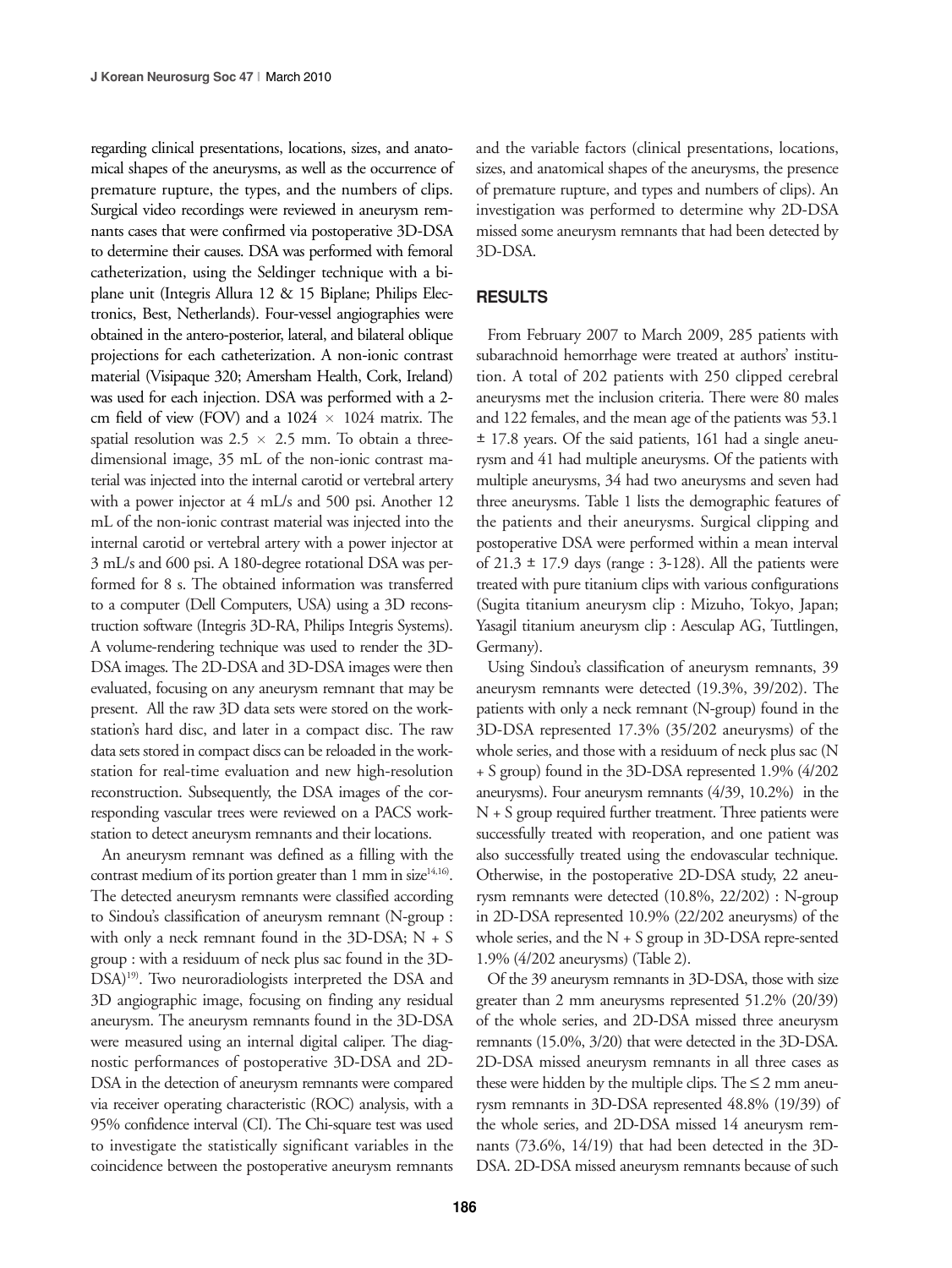regarding clinical presentations, locations, sizes, and anatomical shapes of the aneurysms, as well as the occurrence of premature rupture, the types, and the numbers of clips. Surgical video recordings were reviewed in aneurysm remnants cases that were confirmed via postoperative 3D-DSA to determine their causes. DSA was performed with femoral catheterization, using the Seldinger technique with a biplane unit (Integris Allura 12 & 15 Biplane; Philips Electronics, Best, Netherlands). Four-vessel angiographies were obtained in the antero-posterior, lateral, and bilateral oblique projections for each catheterization. A non-ionic contrast material (Visipaque 320; Amersham Health, Cork, Ireland) was used for each injection. DSA was performed with a 2-cm field of view (FOV) and a 1024 × 1024 matrix. The spatial resolution was 2.5 × 2.5 mm. To obtain a three-dimensional image, 35 mL of the non-ionic contrast material was injected into the internal carotid or vertebral artery with a power injector at 4 mL/s and 500 psi. Another 12 mL of the non-ionic contrast material was injected into the internal carotid or vertebral artery with a power injector at 3 mL/s and 600 psi. A 180-degree rotational DSA was performed for 8 s. The obtained information was transferred to a computer (Dell Computers, USA) using a 3D reconstruction software (Integris 3D-RA, Philips Integris Systems). A volume-rendering technique was used to render the 3D-DSA images. The 2D-DSA and 3D-DSA images were then evaluated, focusing on any aneurysm remnant that may be present. All the raw 3D data sets were stored on the workstation's hard disc, and later in a compact disc. The raw data sets stored in compact discs can be reloaded in the workstation for real-time evaluation and new high-resolution reconstruction. Subsequently, the DSA images of the corresponding vascular trees were reviewed on a PACS workstation to detect aneurysm remnants and their locations.

An aneurysm remnant was defined as a filling with the contrast medium of its portion greater than 1 mm in size[14,16]. The detected aneurysm remnants were classified according to Sindou's classification of aneurysm remnant (N-group : with only a neck remnant found in the 3D-DSA; N + S group : with a residuum of neck plus sac found in the 3D-DSA)[19]. Two neuroradiologists interpreted the DSA and 3D angiographic image, focusing on finding any residual aneurysm. The aneurysm remnants found in the 3D-DSA were measured using an internal digital caliper. The diagnostic performances of postoperative 3D-DSA and 2D-DSA in the detection of aneurysm remnants were compared via receiver operating characteristic (ROC) analysis, with a 95% confidence interval (CI). The Chi-square test was used to investigate the statistically significant variables in the coincidence between the postoperative aneurysm remnants and the variable factors (clinical presentations, locations, sizes, and anatomical shapes of the aneurysms, the presence of premature rupture, and types and numbers of clips). An investigation was performed to determine why 2D-DSA missed some aneurysm remnants that had been detected by 3D-DSA.

## RESULTS

From February 2007 to March 2009, 285 patients with subarachnoid hemorrhage were treated at authors' institution. A total of 202 patients with 250 clipped cerebral aneurysms met the inclusion criteria. There were 80 males and 122 females, and the mean age of the patients was 53.1 ± 17.8 years. Of the said patients, 161 had a single aneurysm and 41 had multiple aneurysms. Of the patients with multiple aneurysms, 34 had two aneurysms and seven had three aneurysms. Table 1 lists the demographic features of the patients and their aneurysms. Surgical clipping and postoperative DSA were performed within a mean interval of 21.3 ± 17.9 days (range : 3-128). All the patients were treated with pure titanium clips with various configurations (Sugita titanium aneurysm clip : Mizuho, Tokyo, Japan; Yasagil titanium aneurysm clip : Aesculap AG, Tuttlingen, Germany).

Using Sindou's classification of aneurysm remnants, 39 aneurysm remnants were detected (19.3%, 39/202). The patients with only a neck remnant (N-group) found in the 3D-DSA represented 17.3% (35/202 aneurysms) of the whole series, and those with a residuum of neck plus sac (N + S group) found in the 3D-DSA represented 1.9% (4/202 aneurysms). Four aneurysm remnants (4/39, 10.2%) in the N + S group required further treatment. Three patients were successfully treated with reoperation, and one patient was also successfully treated using the endovascular technique. Otherwise, in the postoperative 2D-DSA study, 22 aneurysm remnants were detected (10.8%, 22/202) : N-group in 2D-DSA represented 10.9% (22/202 aneurysms) of the whole series, and the N + S group in 3D-DSA repre-sented 1.9% (4/202 aneurysms) (Table 2).

Of the 39 aneurysm remnants in 3D-DSA, those with size greater than 2 mm aneurysms represented 51.2% (20/39) of the whole series, and 2D-DSA missed three aneurysm remnants (15.0%, 3/20) that were detected in the 3D-DSA. 2D-DSA missed aneurysm remnants in all three cases as these were hidden by the multiple clips. The ≤ 2 mm aneurysm remnants in 3D-DSA represented 48.8% (19/39) of the whole series, and 2D-DSA missed 14 aneurysm remnants (73.6%, 14/19) that had been detected in the 3D-DSA. 2D-DSA missed aneurysm remnants because of such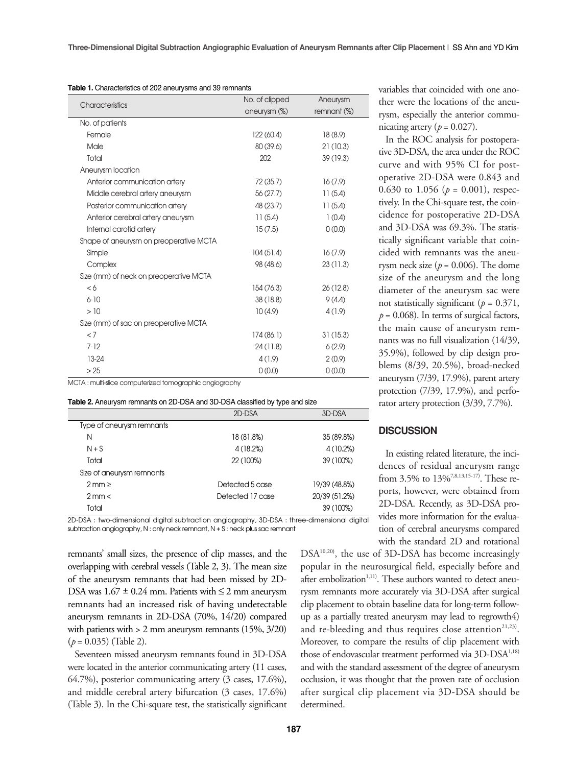**Table 1.** Characteristics of 202 aneurysms and 39 remnants

| Characteristics | No. of clipped aneurysm (%) | Aneurysm remnant (%) |
|---|---|---|
| No. of patients | | |
| Female | 122 (60.4) | 18 (8.9) |
| Male | 80 (39.6) | 21 (10.3) |
| Total | 202 | 39 (19.3) |
| Aneurysm location | | |
| Anterior communication artery | 72 (35.7) | 16 (7.9) |
| Middle cerebral artery aneurysm | 56 (27.7) | 11 (5.4) |
| Posterior communication artery | 48 (23.7) | 11 (5.4) |
| Anterior cerebral artery aneurysm | 11 (5.4) | 1 (0.4) |
| Internal carotid artery | 15 (7.5) | 0 (0.0) |
| Shape of aneurysm on preoperative MCTA | | |
| Simple | 104 (51.4) | 16 (7.9) |
| Complex | 98 (48.6) | 23 (11.3) |
| Size (mm) of neck on preoperative MCTA | | |
| < 6 | 154 (76.3) | 26 (12.8) |
| 6-10 | 38 (18.8) | 9 (4.4) |
| > 10 | 10 (4.9) | 4 (1.9) |
| Size (mm) of sac on preoperative MCTA | | |
| < 7 | 174 (86.1) | 31 (15.3) |
| 7-12 | 24 (11.8) | 6 (2.9) |
| 13-24 | 4 (1.9) | 2 (0.9) |
| > 25 | 0 (0.0) | 0 (0.0) |

MCTA : multi-slice computerized tomographic angiography

**Table 2.** Aneurysm remnants on 2D-DSA and 3D-DSA classified by type and size

| | 2D-DSA | 3D-DSA |
|---|---|---|
| Type of aneurysm remnants | | |
| N | 18 (81.8%) | 35 (89.8%) |
| N + S | 4 (18.2%) | 4 (10.2%) |
| Total | 22 (100%) | 39 (100%) |
| Size of aneurysm remnants | | |
| 2 mm ≥ | Detected 5 case | 19/39 (48.8%) |
| 2 mm < | Detected 17 case | 20/39 (51.2%) |
| Total | | 39 (100%) |

2D-DSA : two-dimensional digital subtraction angiography, 3D-DSA : three-dimensional digital subtraction angiography, N : only neck remnant, N + S : neck plus sac remnant

remnants' small sizes, the presence of clip masses, and the overlapping with cerebral vessels (Table 2, 3). The mean size of the aneurysm remnants that had been missed by 2D-DSA was 1.67 ± 0.24 mm. Patients with ≤ 2 mm aneurysm remnants had an increased risk of having undetectable aneurysm remnants in 2D-DSA (70%, 14/20) compared with patients with > 2 mm aneurysm remnants (15%, 3/20) ($p$ = 0.035) (Table 2).

Seventeen missed aneurysm remnants found in 3D-DSA were located in the anterior communicating artery (11 cases, 64.7%), posterior communicating artery (3 cases, 17.6%), and middle cerebral artery bifurcation (3 cases, 17.6%) (Table 3). In the Chi-square test, the statistically significant variables that coincided with one another were the locations of the aneurysm, especially the anterior communicating artery ($p$ = 0.027).

In the ROC analysis for postoperative 3D-DSA, the area under the ROC curve and with 95% CI for postoperative 2D-DSA were 0.843 and 0.630 to 1.056 ($p$ = 0.001), respectively. In the Chi-square test, the coincidence for postoperative 2D-DSA and 3D-DSA was 69.3%. The statistically significant variable that coincided with remnants was the aneurysm neck size ($p$ = 0.006). The dome size of the aneurysm and the long diameter of the aneurysm sac were not statistically significant ($p$ = 0.371, $p$ = 0.068). In terms of surgical factors, the main cause of aneurysm remnants was no full visualization (14/39, 35.9%), followed by clip design problems (8/39, 20.5%), broad-necked aneurysm (7/39, 17.9%), parent artery protection (7/39, 17.9%), and perforator artery protection (3/39, 7.7%).

## DISCUSSION

In existing related literature, the incidences of residual aneurysm range from 3.5% to 13%[7,8,13,15-17]. These reports, however, were obtained from 2D-DSA. Recently, as 3D-DSA provides more information for the evaluation of cerebral aneurysms compared with the standard 2D and rotational DSA[10,20], the use of 3D-DSA has become increasingly popular in the neurosurgical field, especially before and after embolization[1,11]. These authors wanted to detect aneurysm remnants more accurately via 3D-DSA after surgical clip placement to obtain baseline data for long-term follow-up as a partially treated aneurysm may lead to regrowth4) and re-bleeding and thus requires close attention[21,23]. Moreover, to compare the results of clip placement with those of endovascular treatment performed via 3D-DSA[1,18] and with the standard assessment of the degree of aneurysm occlusion, it was thought that the proven rate of occlusion after surgical clip placement via 3D-DSA should be determined.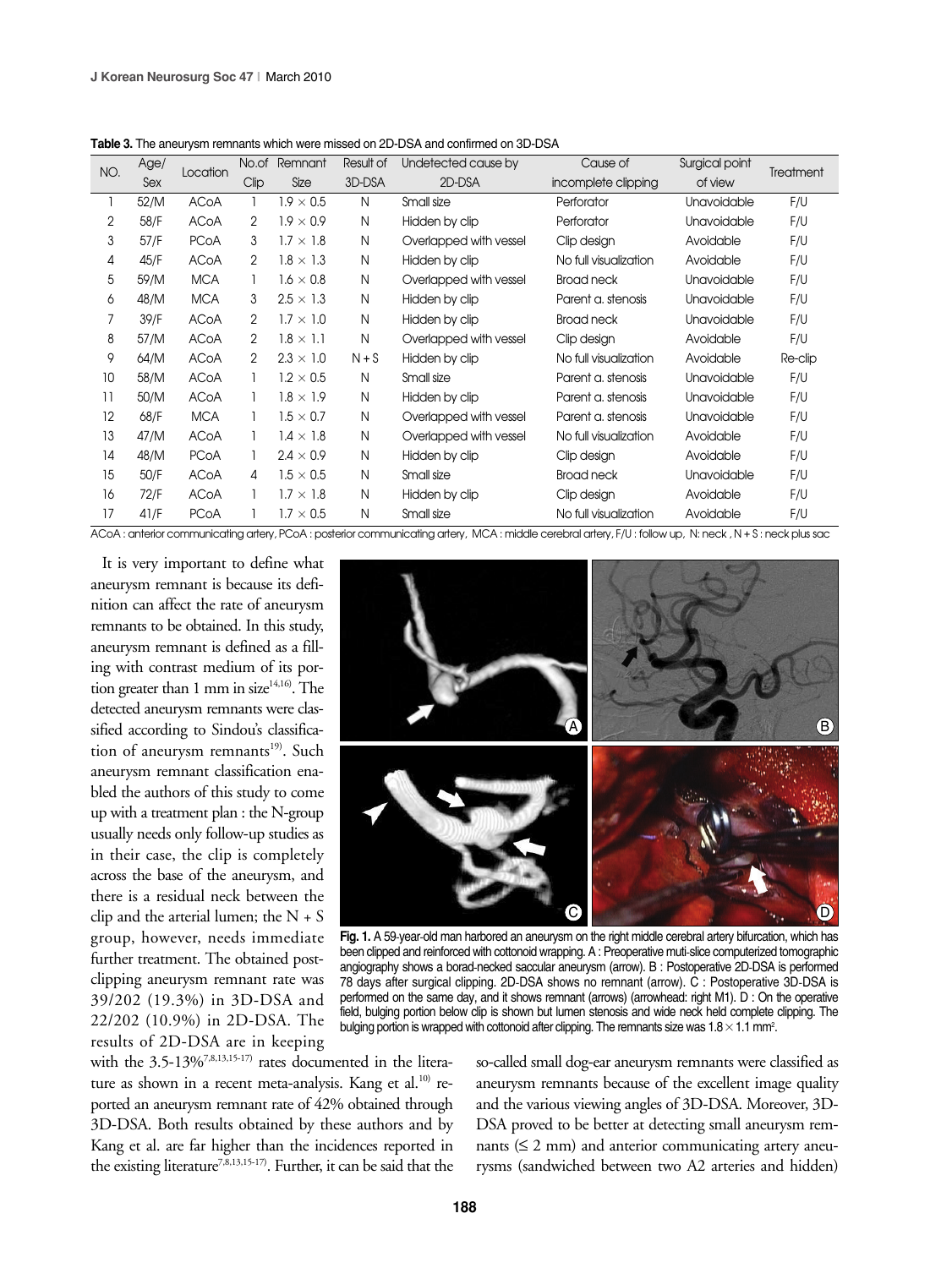**Table 3.** The aneurysm remnants which were missed on 2D-DSA and confirmed on 3D-DSA

| NO. | Age/Sex | Location | No.of Clip | Remnant Size | Result of 3D-DSA | Undetected cause by 2D-DSA | Cause of incomplete clipping | Surgical point of view | Treatment |
|---|---|---|---|---|---|---|---|---|---|
| 1 | 52/M | ACoA | 1 | 1.9 × 0.5 | N | Small size | Perforator | Unavoidable | F/U |
| 2 | 58/F | ACoA | 2 | 1.9 × 0.9 | N | Hidden by clip | Perforator | Unavoidable | F/U |
| 3 | 57/F | PCoA | 3 | 1.7 × 1.8 | N | Overlapped with vessel | Clip design | Avoidable | F/U |
| 4 | 45/F | ACoA | 2 | 1.8 × 1.3 | N | Hidden by clip | No full visualization | Avoidable | F/U |
| 5 | 59/M | MCA | 1 | 1.6 × 0.8 | N | Overlapped with vessel | Broad neck | Unavoidable | F/U |
| 6 | 48/M | MCA | 3 | 2.5 × 1.3 | N | Hidden by clip | Parent a. stenosis | Unavoidable | F/U |
| 7 | 39/F | ACoA | 2 | 1.7 × 1.0 | N | Hidden by clip | Broad neck | Unavoidable | F/U |
| 8 | 57/M | ACoA | 2 | 1.8 × 1.1 | N | Overlapped with vessel | Clip design | Avoidable | F/U |
| 9 | 64/M | ACoA | 2 | 2.3 × 1.0 | N + S | Hidden by clip | No full visualization | Avoidable | Re-clip |
| 10 | 58/M | ACoA | 1 | 1.2 × 0.5 | N | Small size | Parent a. stenosis | Unavoidable | F/U |
| 11 | 50/M | ACoA | 1 | 1.8 × 1.9 | N | Hidden by clip | Parent a. stenosis | Unavoidable | F/U |
| 12 | 68/F | MCA | 1 | 1.5 × 0.7 | N | Overlapped with vessel | Parent a. stenosis | Unavoidable | F/U |
| 13 | 47/M | ACoA | 1 | 1.4 × 1.8 | N | Overlapped with vessel | No full visualization | Avoidable | F/U |
| 14 | 48/M | PCoA | 1 | 2.4 × 0.9 | N | Hidden by clip | Clip design | Avoidable | F/U |
| 15 | 50/F | ACoA | 4 | 1.5 × 0.5 | N | Small size | Broad neck | Unavoidable | F/U |
| 16 | 72/F | ACoA | 1 | 1.7 × 1.8 | N | Hidden by clip | Clip design | Avoidable | F/U |
| 17 | 41/F | PCoA | 1 | 1.7 × 0.5 | N | Small size | No full visualization | Avoidable | F/U |

ACoA : anterior communicating artery, PCoA : posterior communicating artery, MCA : middle cerebral artery, F/U : follow up, N: neck , N + S : neck plus sac

It is very important to define what aneurysm remnant is because its definition can affect the rate of aneurysm remnants to be obtained. In this study, aneurysm remnant is defined as a filling with contrast medium of its portion greater than 1 mm in size[14,16]. The detected aneurysm remnants were classified according to Sindou's classification of aneurysm remnants[19]. Such aneurysm remnant classification enabled the authors of this study to come up with a treatment plan : the N-group usually needs only follow-up studies as in their case, the clip is completely across the base of the aneurysm, and there is a residual neck between the clip and the arterial lumen; the N + S group, however, needs immediate further treatment. The obtained post-clipping aneurysm remnant rate was 39/202 (19.3%) in 3D-DSA and 22/202 (10.9%) in 2D-DSA. The results of 2D-DSA are in keeping with the 3.5-13%[7,8,13,15-17] rates documented in the literature as shown in a recent meta-analysis. Kang et al.[10] reported an aneurysm remnant rate of 42% obtained through 3D-DSA. Both results obtained by these authors and by Kang et al. are far higher than the incidences reported in the existing literature[7,8,13,15-17]. Further, it can be said that the so-called small dog-ear aneurysm remnants were classified as aneurysm remnants because of the excellent image quality and the various viewing angles of 3D-DSA. Moreover, 3D-DSA proved to be better at detecting small aneurysm remnants (≤ 2 mm) and anterior communicating artery aneurysms (sandwiched between two A2 arteries and hidden)

**Fig. 1.** A 59-year-old man harbored an aneurysm on the right middle cerebral artery bifurcation, which has been clipped and reinforced with cottonoid wrapping. A : Preoperative muti-slice computerized tomographic angiography shows a borad-necked saccular aneurysm (arrow). B : Postoperative 2D-DSA is performed 78 days after surgical clipping. 2D-DSA shows no remnant (arrow). C : Postoperative 3D-DSA is performed on the same day, and it shows remnant (arrows) (arrowhead: right M1). D : On the operative field, bulging portion below clip is shown but lumen stenosis and wide neck held complete clipping. The bulging portion is wrapped with cottonoid after clipping. The remnants size was $1.8 \times 1.1$ mm$^2$.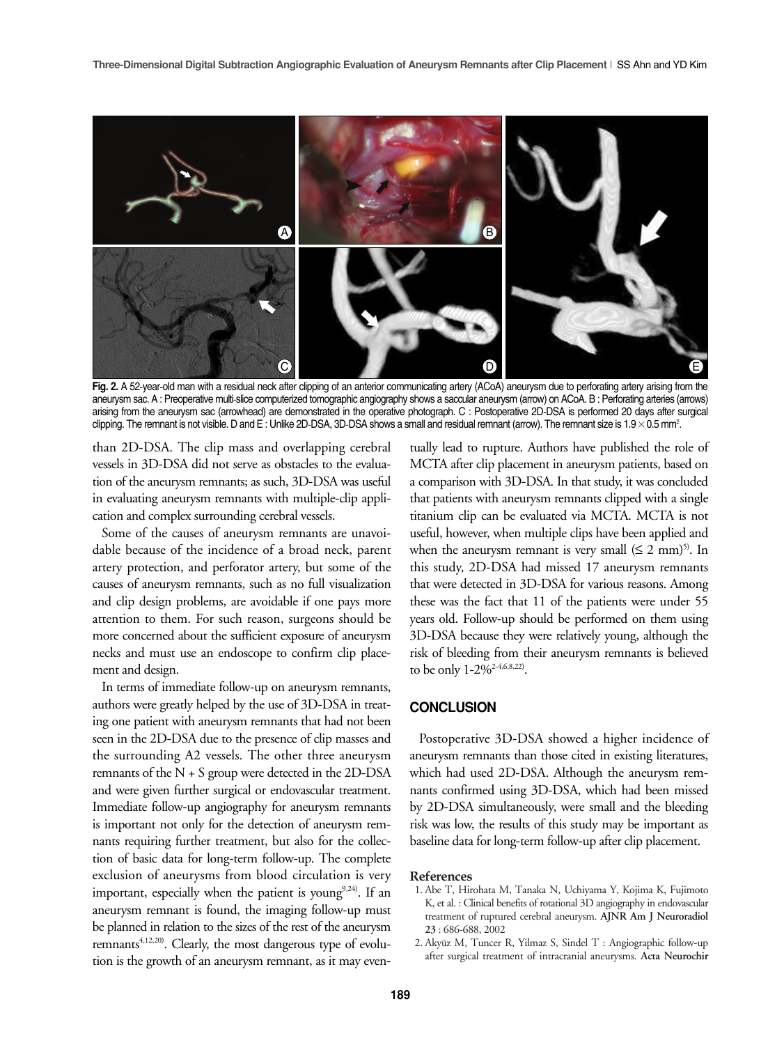**Fig. 2.** A 52-year-old man with a residual neck after clipping of an anterior communicating artery (ACoA) aneurysm due to perforating artery arising from the aneurysm sac. A : Preoperative multi-slice computerized tomographic angiography shows a saccular aneurysm (arrow) on ACoA. B : Perforating arteries (arrows) arising from the aneurysm sac (arrowhead) are demonstrated in the operative photograph. C : Postoperative 2D-DSA is performed 20 days after surgical clipping. The remnant is not visible. D and E : Unlike 2D-DSA, 3D-DSA shows a small and residual remnant (arrow). The remnant size is $1.9 \times 0.5$ mm$^2$.

than 2D-DSA. The clip mass and overlapping cerebral vessels in 3D-DSA did not serve as obstacles to the evaluation of the aneurysm remnants; as such, 3D-DSA was useful in evaluating aneurysm remnants with multiple-clip application and complex surrounding cerebral vessels.

Some of the causes of aneurysm remnants are unavoidable because of the incidence of a broad neck, parent artery protection, and perforator artery, but some of the causes of aneurysm remnants, such as no full visualization and clip design problems, are avoidable if one pays more attention to them. For such reason, surgeons should be more concerned about the sufficient exposure of aneurysm necks and must use an endoscope to confirm clip placement and design.

In terms of immediate follow-up on aneurysm remnants, authors were greatly helped by the use of 3D-DSA in treating one patient with aneurysm remnants that had not been seen in the 2D-DSA due to the presence of clip masses and the surrounding A2 vessels. The other three aneurysm remnants of the N + S group were detected in the 2D-DSA and were given further surgical or endovascular treatment. Immediate follow-up angiography for aneurysm remnants is important not only for the detection of aneurysm remnants requiring further treatment, but also for the collection of basic data for long-term follow-up. The complete exclusion of aneurysms from blood circulation is very important, especially when the patient is young[9,24]. If an aneurysm remnant is found, the imaging follow-up must be planned in relation to the sizes of the rest of the aneurysm remnants[4,12,20]. Clearly, the most dangerous type of evolution is the growth of an aneurysm remnant, as it may eventually lead to rupture. Authors have published the role of MCTA after clip placement in aneurysm patients, based on a comparison with 3D-DSA. In that study, it was concluded that patients with aneurysm remnants clipped with a single titanium clip can be evaluated via MCTA. MCTA is not useful, however, when multiple clips have been applied and when the aneurysm remnant is very small ($\leq$ 2 mm)[5]. In this study, 2D-DSA had missed 17 aneurysm remnants that were detected in 3D-DSA for various reasons. Among these was the fact that 11 of the patients were under 55 years old. Follow-up should be performed on them using 3D-DSA because they were relatively young, although the risk of bleeding from their aneurysm remnants is believed to be only 1-2%[2-4,6,8,22].

## CONCLUSION

Postoperative 3D-DSA showed a higher incidence of aneurysm remnants than those cited in existing literatures, which had used 2D-DSA. Although the aneurysm remnants confirmed using 3D-DSA, which had been missed by 2D-DSA simultaneously, were small and the bleeding risk was low, the results of this study may be important as baseline data for long-term follow-up after clip placement.

### References

1. Abe T, Hirohata M, Tanaka N, Uchiyama Y, Kojima K, Fujimoto K, et al. : Clinical benefits of rotational 3D angiography in endovascular treatment of ruptured cerebral aneurysm. **AJNR Am J Neuroradiol 23** : 686-688, 2002
2. Akyüz M, Tuncer R, Yilmaz S, Sindel T : Angiographic follow-up after surgical treatment of intracranial aneurysms. **Acta Neurochir**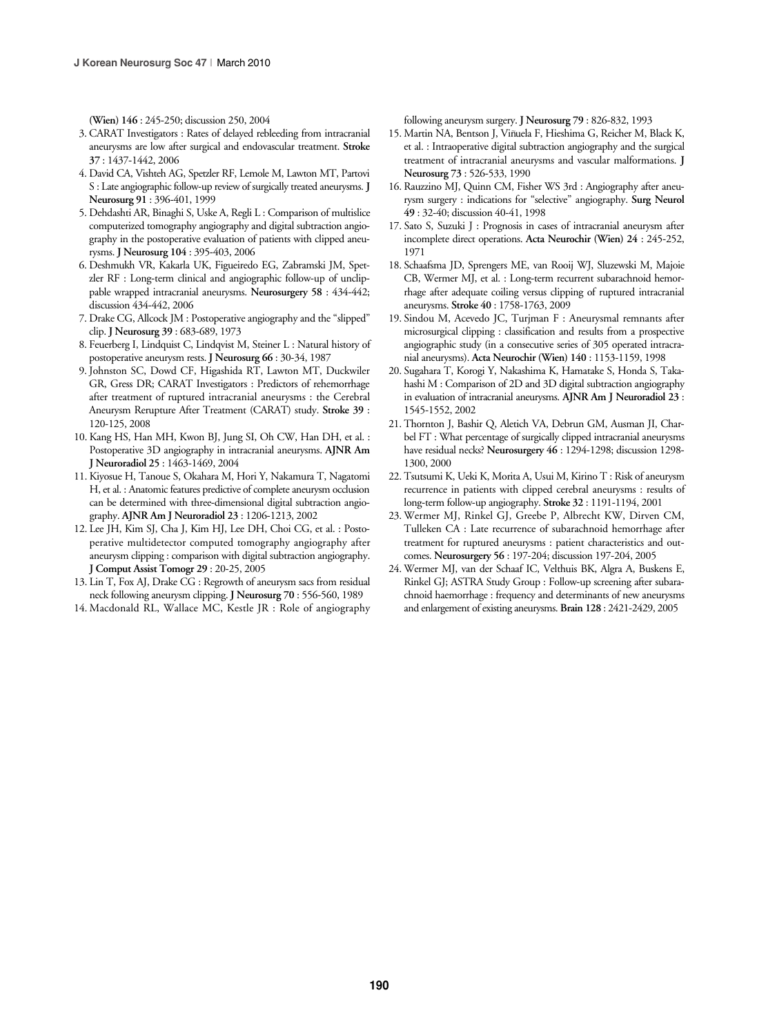(Wien) **146** : 245-250; discussion 250, 2004

3. CARAT Investigators : Rates of delayed rebleeding from intracranial aneurysms are low after surgical and endovascular treatment. **Stroke 37** : 1437-1442, 2006
4. David CA, Vishteh AG, Spetzler RF, Lemole M, Lawton MT, Partovi S : Late angiographic follow-up review of surgically treated aneurysms. **J Neurosurg 91** : 396-401, 1999
5. Dehdashti AR, Binaghi S, Uske A, Regli L : Comparison of multislice computerized tomography angiography and digital subtraction angiography in the postoperative evaluation of patients with clipped aneurysms. **J Neurosurg 104** : 395-403, 2006
6. Deshmukh VR, Kakarla UK, Figueiredo EG, Zabramski JM, Spetzler RF : Long-term clinical and angiographic follow-up of unclippable wrapped intracranial aneurysms. **Neurosurgery 58** : 434-442; discussion 434-442, 2006
7. Drake CG, Allcock JM : Postoperative angiography and the "slipped" clip. **J Neurosurg 39** : 683-689, 1973
8. Feuerberg I, Lindquist C, Lindqvist M, Steiner L : Natural history of postoperative aneurysm rests. **J Neurosurg 66** : 30-34, 1987
9. Johnston SC, Dowd CF, Higashida RT, Lawton MT, Duckwiler GR, Gress DR; CARAT Investigators : Predictors of rehemorrhage after treatment of ruptured intracranial aneurysms : the Cerebral Aneurysm Rerupture After Treatment (CARAT) study. **Stroke 39** : 120-125, 2008
10. Kang HS, Han MH, Kwon BJ, Jung SI, Oh CW, Han DH, et al. : Postoperative 3D angiography in intracranial aneurysms. **AJNR Am J Neuroradiol 25** : 1463-1469, 2004
11. Kiyosue H, Tanoue S, Okahara M, Hori Y, Nakamura T, Nagatomi H, et al. : Anatomic features predictive of complete aneurysm occlusion can be determined with three-dimensional digital subtraction angiography. **AJNR Am J Neuroradiol 23** : 1206-1213, 2002
12. Lee JH, Kim SJ, Cha J, Kim HJ, Lee DH, Choi CG, et al. : Postoperative multidetector computed tomography angiography after aneurysm clipping : comparison with digital subtraction angiography. **J Comput Assist Tomogr 29** : 20-25, 2005
13. Lin T, Fox AJ, Drake CG : Regrowth of aneurysm sacs from residual neck following aneurysm clipping. **J Neurosurg 70** : 556-560, 1989
14. Macdonald RL, Wallace MC, Kestle JR : Role of angiography following aneurysm surgery. **J Neurosurg 79** : 826-832, 1993
15. Martin NA, Bentson J, Viñuela F, Hieshima G, Reicher M, Black K, et al. : Intraoperative digital subtraction angiography and the surgical treatment of intracranial aneurysms and vascular malformations. **J Neurosurg 73** : 526-533, 1990
16. Rauzzino MJ, Quinn CM, Fisher WS 3rd : Angiography after aneurysm surgery : indications for "selective" angiography. **Surg Neurol 49** : 32-40; discussion 40-41, 1998
17. Sato S, Suzuki J : Prognosis in cases of intracranial aneurysm after incomplete direct operations. **Acta Neurochir (Wien) 24** : 245-252, 1971
18. Schaafsma JD, Sprengers ME, van Rooij WJ, Sluzewski M, Majoie CB, Wermer MJ, et al. : Long-term recurrent subarachnoid hemorrhage after adequate coiling versus clipping of ruptured intracranial aneurysms. **Stroke 40** : 1758-1763, 2009
19. Sindou M, Acevedo JC, Turjman F : Aneurysmal remnants after microsurgical clipping : classification and results from a prospective angiographic study (in a consecutive series of 305 operated intracranial aneurysms). **Acta Neurochir (Wien) 140** : 1153-1159, 1998
20. Sugahara T, Korogi Y, Nakashima K, Hamatake S, Honda S, Takahashi M : Comparison of 2D and 3D digital subtraction angiography in evaluation of intracranial aneurysms. **AJNR Am J Neuroradiol 23** : 1545-1552, 2002
21. Thornton J, Bashir Q, Aletich VA, Debrun GM, Ausman JI, Charbel FT : What percentage of surgically clipped intracranial aneurysms have residual necks? **Neurosurgery 46** : 1294-1298; discussion 1298-1300, 2000
22. Tsutsumi K, Ueki K, Morita A, Usui M, Kirino T : Risk of aneurysm recurrence in patients with clipped cerebral aneurysms : results of long-term follow-up angiography. **Stroke 32** : 1191-1194, 2001
23. Wermer MJ, Rinkel GJ, Greebe P, Albrecht KW, Dirven CM, Tulleken CA : Late recurrence of subarachnoid hemorrhage after treatment for ruptured aneurysms : patient characteristics and outcomes. **Neurosurgery 56** : 197-204; discussion 197-204, 2005
24. Wermer MJ, van der Schaaf IC, Velthuis BK, Algra A, Buskens E, Rinkel GJ; ASTRA Study Group : Follow-up screening after subarachnoid haemorrhage : frequency and determinants of new aneurysms and enlargement of existing aneurysms. **Brain 128** : 2421-2429, 2005